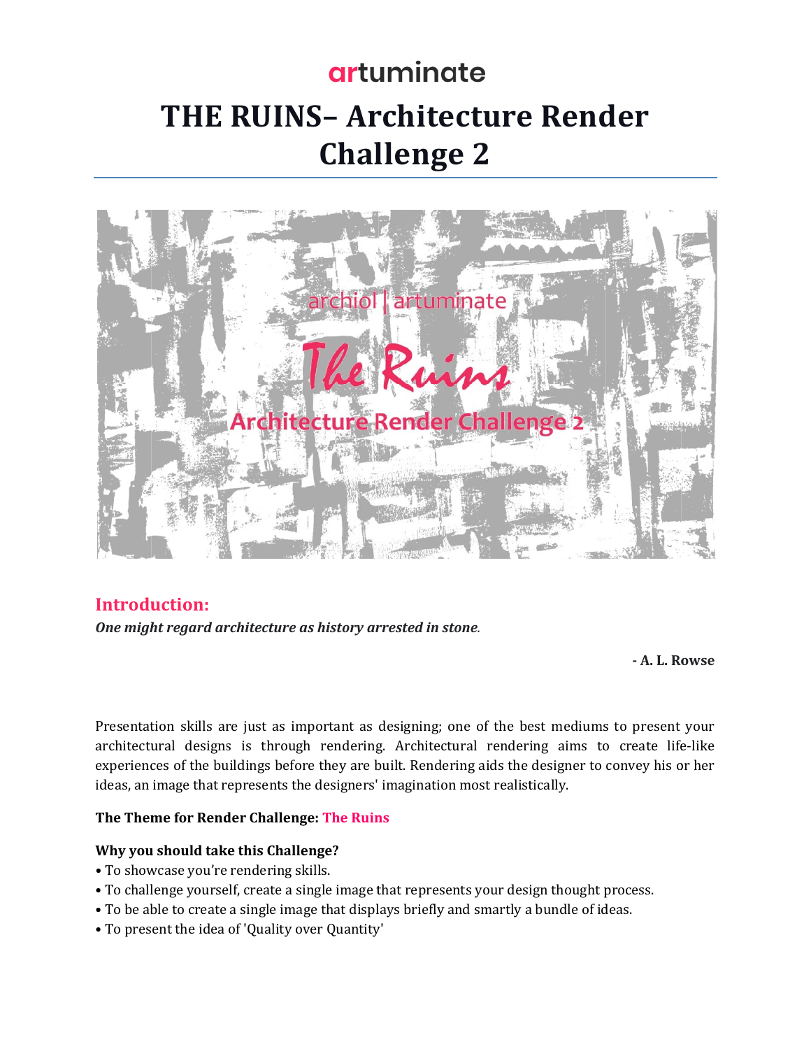artuminate

# THE RUINS– Architecture Render Challenge 2

## Introduction:

***One might regard architecture as history arrested in stone***.

**- A. L. Rowse**

Presentation skills are just as important as designing; one of the best mediums to present your architectural designs is through rendering. Architectural rendering aims to create life-like experiences of the buildings before they are built. Rendering aids the designer to convey his or her ideas, an image that represents the designers' imagination most realistically.

**The Theme for Render Challenge: The Ruins**

**Why you should take this Challenge?**

- To showcase you're rendering skills.
- To challenge yourself, create a single image that represents your design thought process.
- To be able to create a single image that displays briefly and smartly a bundle of ideas.
- To present the idea of 'Quality over Quantity'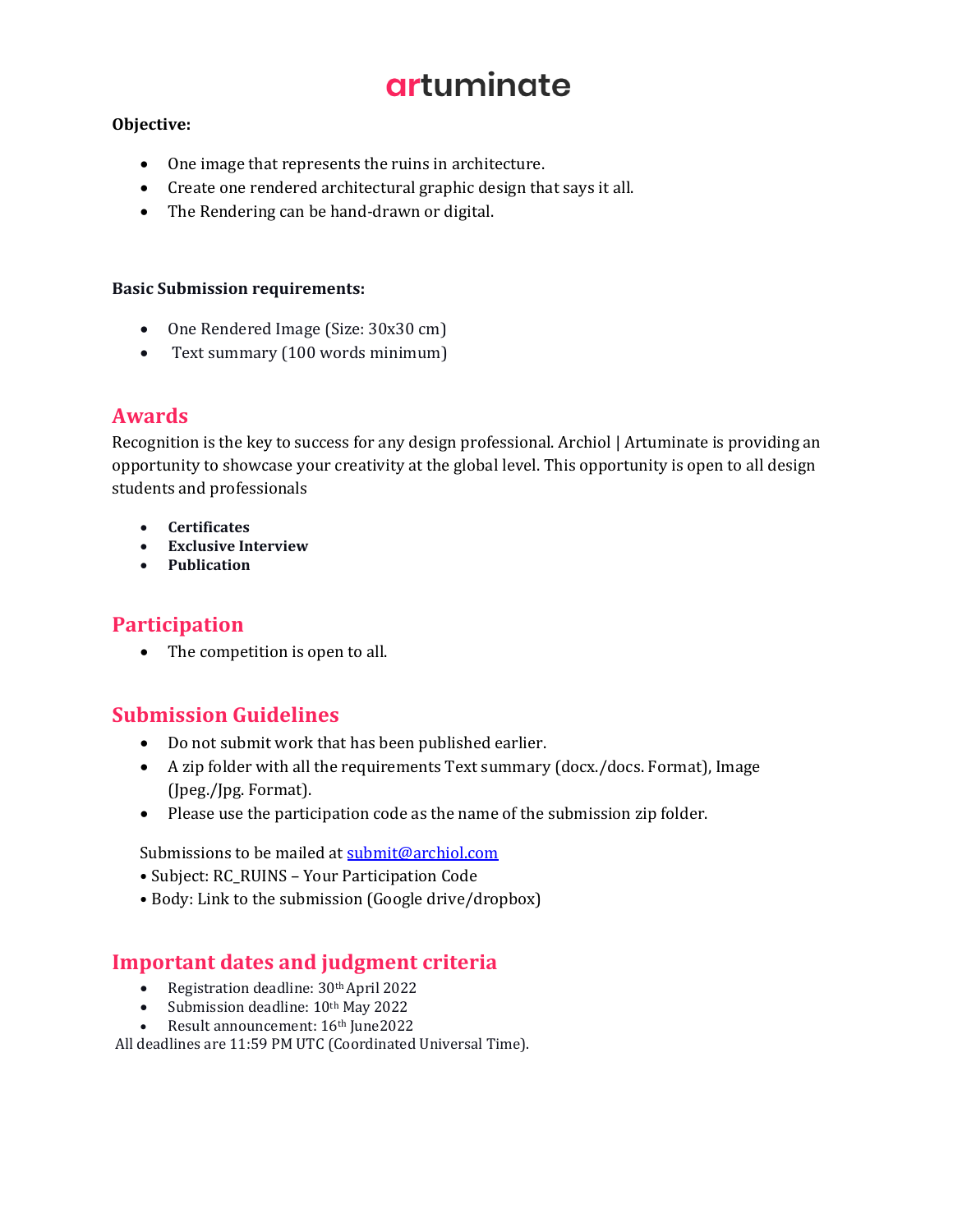# artuminate

**Objective:**

- One image that represents the ruins in architecture.
- Create one rendered architectural graphic design that says it all.
- The Rendering can be hand-drawn or digital.

**Basic Submission requirements:**

- One Rendered Image (Size: 30x30 cm)
- Text summary (100 words minimum)

## Awards

Recognition is the key to success for any design professional. Archiol | Artuminate is providing an opportunity to showcase your creativity at the global level. This opportunity is open to all design students and professionals

- **Certificates**
- **Exclusive Interview**
- **Publication**

## Participation

- The competition is open to all.

## Submission Guidelines

- Do not submit work that has been published earlier.
- A zip folder with all the requirements Text summary (docx./docs. Format), Image (Jpeg./Jpg. Format).
- Please use the participation code as the name of the submission zip folder.

Submissions to be mailed at [submit@archiol.com](mailto:submit@archiol.com)

- Subject: RC_RUINS – Your Participation Code
- Body: Link to the submission (Google drive/dropbox)

## Important dates and judgment criteria

- Registration deadline: 30th April 2022
- Submission deadline: 10th May 2022
- Result announcement: 16th June2022

All deadlines are 11:59 PM UTC (Coordinated Universal Time).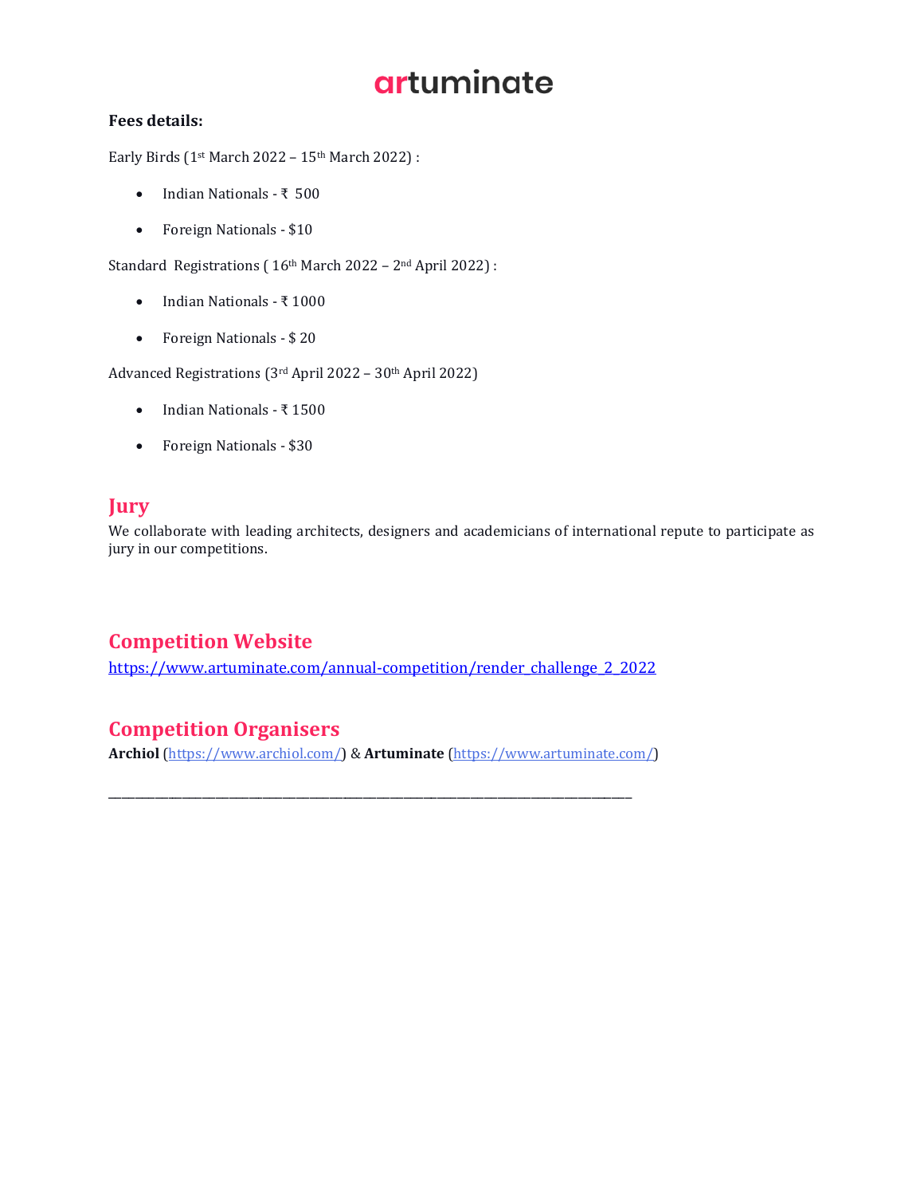**Fees details:**

Early Birds (1st March 2022 – 15th March 2022) :

- Indian Nationals - ₹ 500
- Foreign Nationals - $10

Standard Registrations ( 16th March 2022 – 2nd April 2022) :

- Indian Nationals - ₹ 1000
- Foreign Nationals - $ 20

Advanced Registrations (3rd April 2022 – 30th April 2022)

- Indian Nationals - ₹ 1500
- Foreign Nationals - $30

## Jury

We collaborate with leading architects, designers and academicians of international repute to participate as jury in our competitions.

## Competition Website

https://www.artuminate.com/annual-competition/render_challenge_2_2022

## Competition Organisers

**Archiol** (https://www.archiol.com/) & **Artuminate** (https://www.artuminate.com/)

---